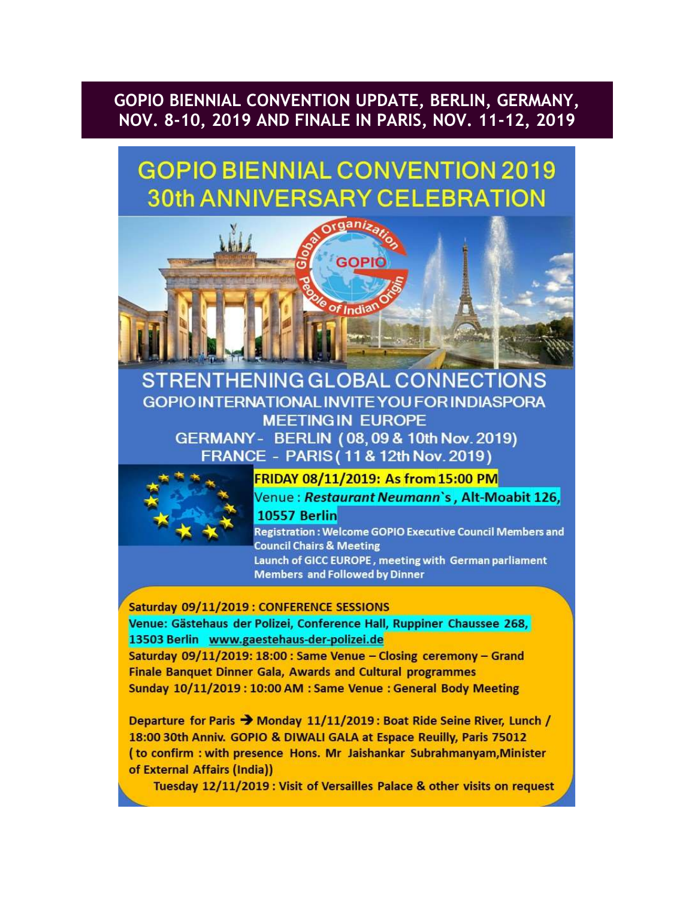# GOPIO BIENNIAL CONVENTION UPDATE, BERLIN, GERMANY, NOV. 8-10, 2019 AND FINALE IN PARIS, NOV. 11-12, 2019

## GOPIO BIENNIAL CONVENTION 2019
## 30th ANNIVERSARY CELEBRATION

Global Organization of People of Indian Origin
GOPIO

### STRENTHENING GLOBAL CONNECTIONS

GOPIO INTERNATIONAL INVITE YOU FOR INDIASPORA MEETING IN EUROPE

GERMANY - BERLIN (08, 09 & 10th Nov. 2019)

FRANCE - PARIS (11 & 12th Nov. 2019)

**FRIDAY 08/11/2019: As from 15:00 PM**

Venue : ***Restaurant Neumann`s*** **, Alt-Moabit 126, 10557 Berlin**

**Registration : Welcome GOPIO Executive Council Members and Council Chairs & Meeting**

**Launch of GICC EUROPE , meeting with German parliament Members and Followed by Dinner**

**Saturday 09/11/2019 : CONFERENCE SESSIONS**

**Venue: Gästehaus der Polizei, Conference Hall, Ruppiner Chaussee 268, 13503 Berlin www.gaestehaus-der-polizei.de**

**Saturday 09/11/2019: 18:00 : Same Venue – Closing ceremony – Grand Finale Banquet Dinner Gala, Awards and Cultural programmes**

**Sunday 10/11/2019 : 10:00 AM : Same Venue : General Body Meeting**

**Departure for Paris → Monday 11/11/2019 : Boat Ride Seine River, Lunch / 18:00 30th Anniv. GOPIO & DIWALI GALA at Espace Reuilly, Paris 75012 ( to confirm : with presence Hons. Mr Jaishankar Subrahmanyam,Minister of External Affairs (India))**

**Tuesday 12/11/2019 : Visit of Versailles Palace & other visits on request**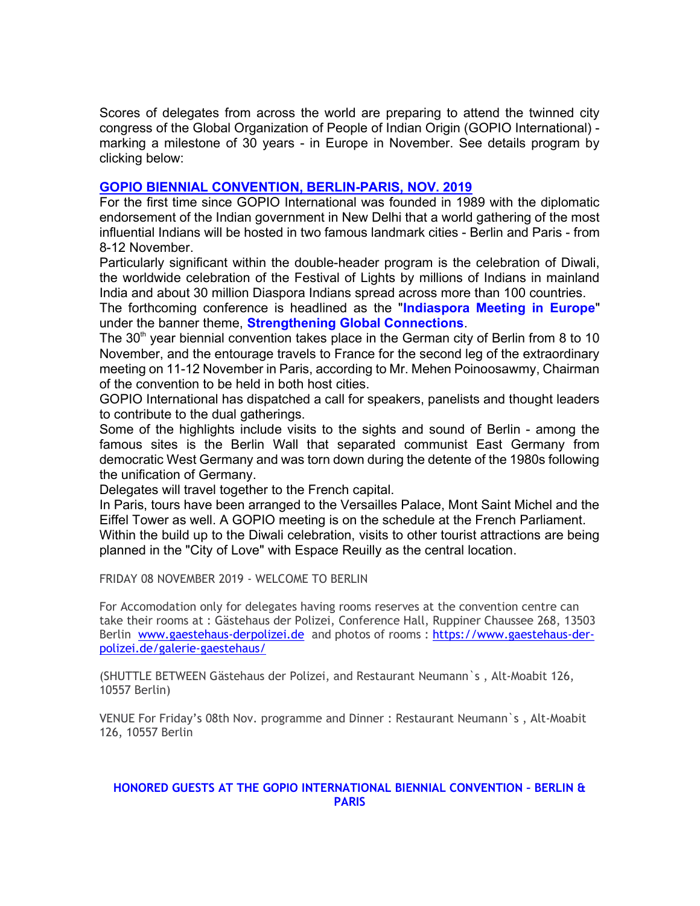Scores of delegates from across the world are preparing to attend the twinned city congress of the Global Organization of People of Indian Origin (GOPIO International) - marking a milestone of 30 years - in Europe in November. See details program by clicking below:

**[GOPIO BIENNIAL CONVENTION, BERLIN-PARIS, NOV. 2019](#)**

For the first time since GOPIO International was founded in 1989 with the diplomatic endorsement of the Indian government in New Delhi that a world gathering of the most influential Indians will be hosted in two famous landmark cities - Berlin and Paris - from 8-12 November.

Particularly significant within the double-header program is the celebration of Diwali, the worldwide celebration of the Festival of Lights by millions of Indians in mainland India and about 30 million Diaspora Indians spread across more than 100 countries.

The forthcoming conference is headlined as the "**Indiaspora Meeting in Europe**" under the banner theme, **Strengthening Global Connections**.

The 30th year biennial convention takes place in the German city of Berlin from 8 to 10 November, and the entourage travels to France for the second leg of the extraordinary meeting on 11-12 November in Paris, according to Mr. Mehen Poinoosawmy, Chairman of the convention to be held in both host cities.

GOPIO International has dispatched a call for speakers, panelists and thought leaders to contribute to the dual gatherings.

Some of the highlights include visits to the sights and sound of Berlin - among the famous sites is the Berlin Wall that separated communist East Germany from democratic West Germany and was torn down during the detente of the 1980s following the unification of Germany.

Delegates will travel together to the French capital.

In Paris, tours have been arranged to the Versailles Palace, Mont Saint Michel and the Eiffel Tower as well. A GOPIO meeting is on the schedule at the French Parliament.

Within the build up to the Diwali celebration, visits to other tourist attractions are being planned in the "City of Love" with Espace Reuilly as the central location.

FRIDAY 08 NOVEMBER 2019 - WELCOME TO BERLIN

For Accomodation only for delegates having rooms reserves at the convention centre can take their rooms at : Gästehaus der Polizei, Conference Hall, Ruppiner Chaussee 268, 13503 Berlin [www.gaestehaus-derpolizei.de](http://www.gaestehaus-derpolizei.de) and photos of rooms : [https://www.gaestehaus-der-polizei.de/galerie-gaestehaus/](https://www.gaestehaus-der-polizei.de/galerie-gaestehaus/)

(SHUTTLE BETWEEN Gästehaus der Polizei, and Restaurant Neumann`s , Alt-Moabit 126, 10557 Berlin)

VENUE For Friday's 08th Nov. programme and Dinner : Restaurant Neumann`s , Alt-Moabit 126, 10557 Berlin

**HONORED GUESTS AT THE GOPIO INTERNATIONAL BIENNIAL CONVENTION – BERLIN & PARIS**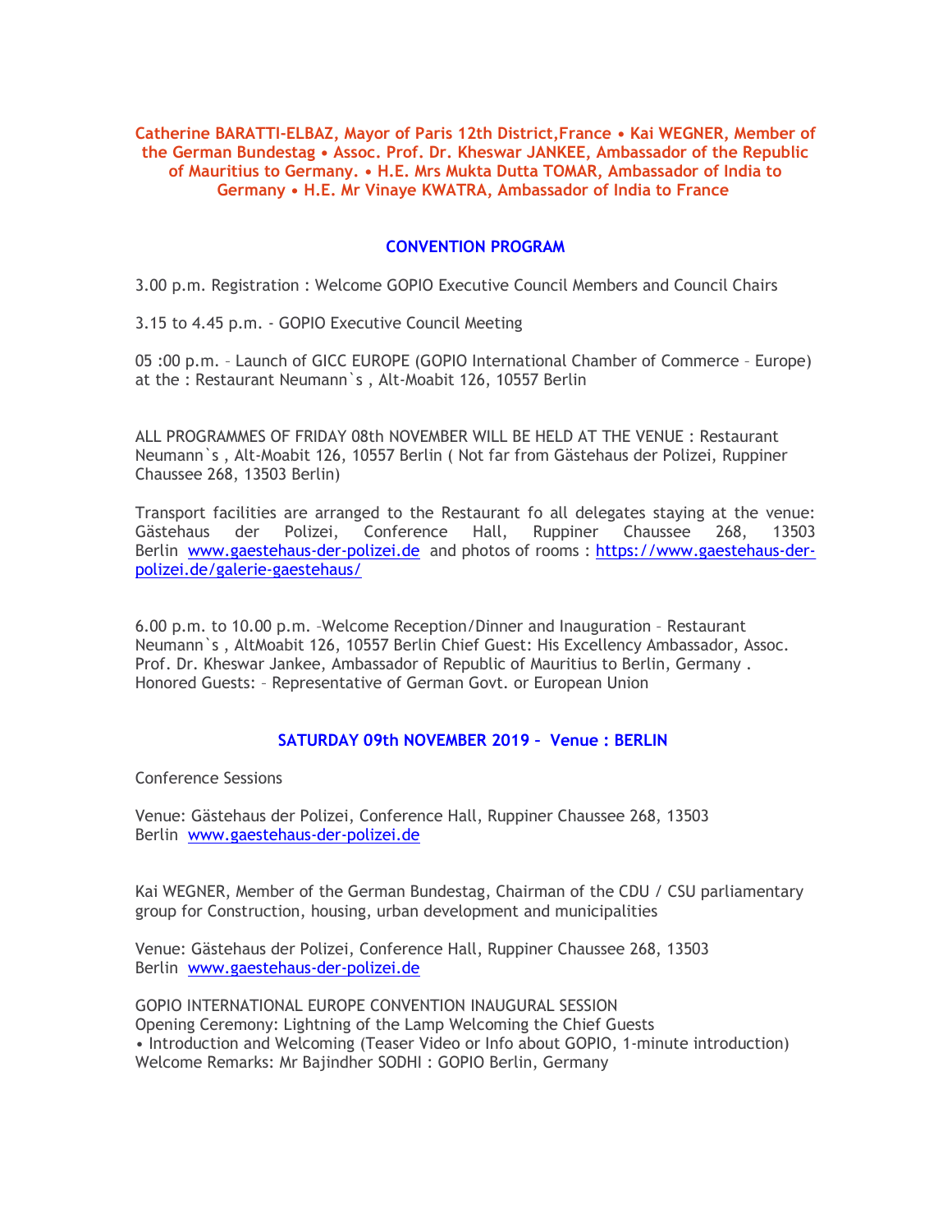**Catherine BARATTI-ELBAZ, Mayor of Paris 12th District,France • Kai WEGNER, Member of the German Bundestag • Assoc. Prof. Dr. Kheswar JANKEE, Ambassador of the Republic of Mauritius to Germany. • H.E. Mrs Mukta Dutta TOMAR, Ambassador of India to Germany • H.E. Mr Vinaye KWATRA, Ambassador of India to France**

## CONVENTION PROGRAM

3.00 p.m. Registration : Welcome GOPIO Executive Council Members and Council Chairs

3.15 to 4.45 p.m. - GOPIO Executive Council Meeting

05 :00 p.m. – Launch of GICC EUROPE (GOPIO International Chamber of Commerce – Europe) at the : Restaurant Neumann`s , Alt-Moabit 126, 10557 Berlin

ALL PROGRAMMES OF FRIDAY 08th NOVEMBER WILL BE HELD AT THE VENUE : Restaurant Neumann`s , Alt-Moabit 126, 10557 Berlin ( Not far from Gästehaus der Polizei, Ruppiner Chaussee 268, 13503 Berlin)

Transport facilities are arranged to the Restaurant fo all delegates staying at the venue: Gästehaus der Polizei, Conference Hall, Ruppiner Chaussee 268, 13503 Berlin www.gaestehaus-der-polizei.de and photos of rooms : https://www.gaestehaus-der-polizei.de/galerie-gaestehaus/

6.00 p.m. to 10.00 p.m. –Welcome Reception/Dinner and Inauguration – Restaurant Neumann`s , AltMoabit 126, 10557 Berlin Chief Guest: His Excellency Ambassador, Assoc. Prof. Dr. Kheswar Jankee, Ambassador of Republic of Mauritius to Berlin, Germany . Honored Guests: – Representative of German Govt. or European Union

## SATURDAY 09th NOVEMBER 2019 – Venue : BERLIN

Conference Sessions

Venue: Gästehaus der Polizei, Conference Hall, Ruppiner Chaussee 268, 13503 Berlin www.gaestehaus-der-polizei.de

Kai WEGNER, Member of the German Bundestag, Chairman of the CDU / CSU parliamentary group for Construction, housing, urban development and municipalities

Venue: Gästehaus der Polizei, Conference Hall, Ruppiner Chaussee 268, 13503 Berlin www.gaestehaus-der-polizei.de

GOPIO INTERNATIONAL EUROPE CONVENTION INAUGURAL SESSION
Opening Ceremony: Lightning of the Lamp Welcoming the Chief Guests
• Introduction and Welcoming (Teaser Video or Info about GOPIO, 1-minute introduction)
Welcome Remarks: Mr Bajindher SODHI : GOPIO Berlin, Germany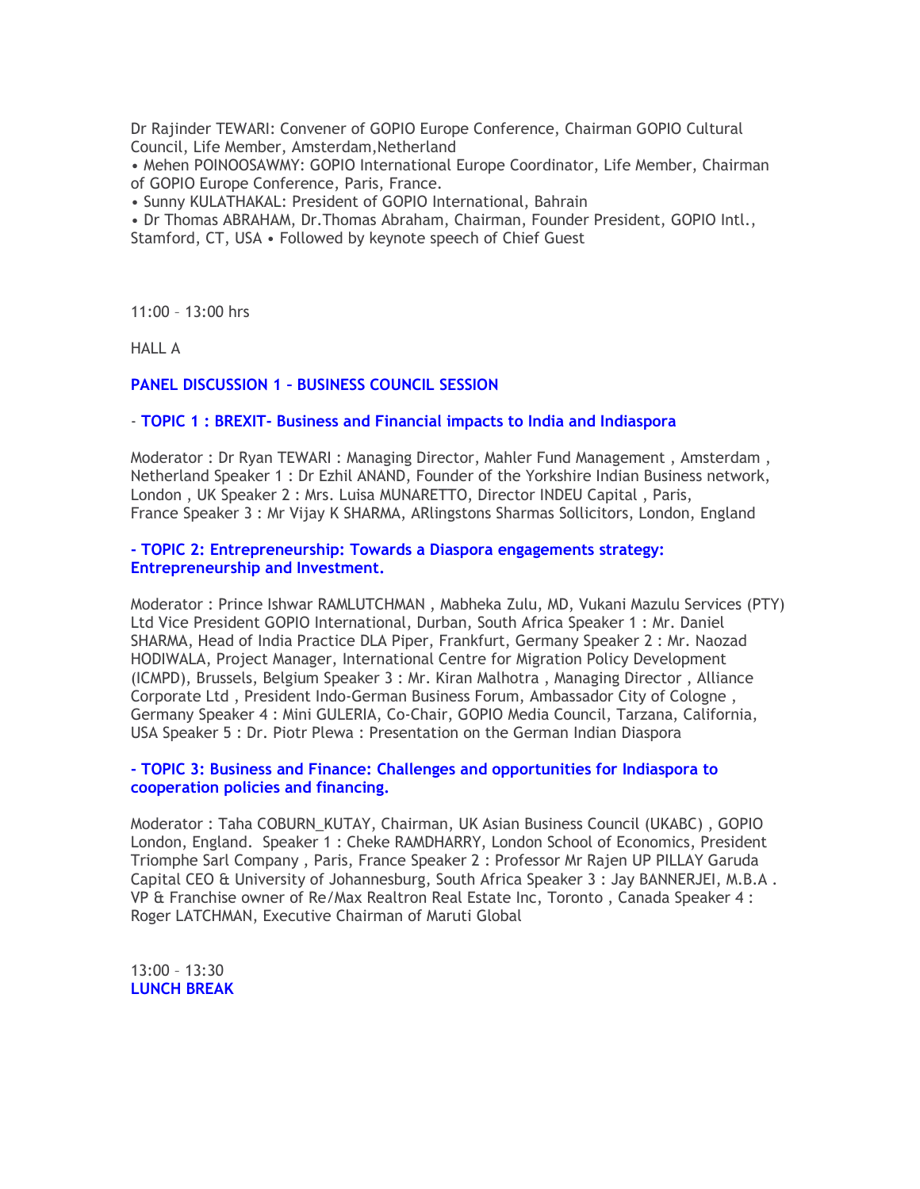Dr Rajinder TEWARI: Convener of GOPIO Europe Conference, Chairman GOPIO Cultural Council, Life Member, Amsterdam,Netherland

• Mehen POINOOSAWMY: GOPIO International Europe Coordinator, Life Member, Chairman of GOPIO Europe Conference, Paris, France.

• Sunny KULATHAKAL: President of GOPIO International, Bahrain

• Dr Thomas ABRAHAM, Dr.Thomas Abraham, Chairman, Founder President, GOPIO Intl., Stamford, CT, USA • Followed by keynote speech of Chief Guest

11:00 – 13:00 hrs

HALL A

**PANEL DISCUSSION 1 – BUSINESS COUNCIL SESSION**

- **TOPIC 1 : BREXIT- Business and Financial impacts to India and Indiaspora**

Moderator : Dr Ryan TEWARI : Managing Director, Mahler Fund Management , Amsterdam , Netherland Speaker 1 : Dr Ezhil ANAND, Founder of the Yorkshire Indian Business network, London , UK Speaker 2 : Mrs. Luisa MUNARETTO, Director INDEU Capital , Paris, France Speaker 3 : Mr Vijay K SHARMA, ARlingstons Sharmas Sollicitors, London, England

**- TOPIC 2: Entrepreneurship: Towards a Diaspora engagements strategy: Entrepreneurship and Investment.**

Moderator : Prince Ishwar RAMLUTCHMAN , Mabheka Zulu, MD, Vukani Mazulu Services (PTY) Ltd Vice President GOPIO International, Durban, South Africa Speaker 1 : Mr. Daniel SHARMA, Head of India Practice DLA Piper, Frankfurt, Germany Speaker 2 : Mr. Naozad HODIWALA, Project Manager, International Centre for Migration Policy Development (ICMPD), Brussels, Belgium Speaker 3 : Mr. Kiran Malhotra , Managing Director , Alliance Corporate Ltd , President Indo-German Business Forum, Ambassador City of Cologne , Germany Speaker 4 : Mini GULERIA, Co-Chair, GOPIO Media Council, Tarzana, California, USA Speaker 5 : Dr. Piotr Plewa : Presentation on the German Indian Diaspora

**- TOPIC 3: Business and Finance: Challenges and opportunities for Indiaspora to cooperation policies and financing.**

Moderator : Taha COBURN_KUTAY, Chairman, UK Asian Business Council (UKABC) , GOPIO London, England. Speaker 1 : Cheke RAMDHARRY, London School of Economics, President Triomphe Sarl Company , Paris, France Speaker 2 : Professor Mr Rajen UP PILLAY Garuda Capital CEO & University of Johannesburg, South Africa Speaker 3 : Jay BANNERJEI, M.B.A . VP & Franchise owner of Re/Max Realtron Real Estate Inc, Toronto , Canada Speaker 4 : Roger LATCHMAN, Executive Chairman of Maruti Global

13:00 – 13:30
**LUNCH BREAK**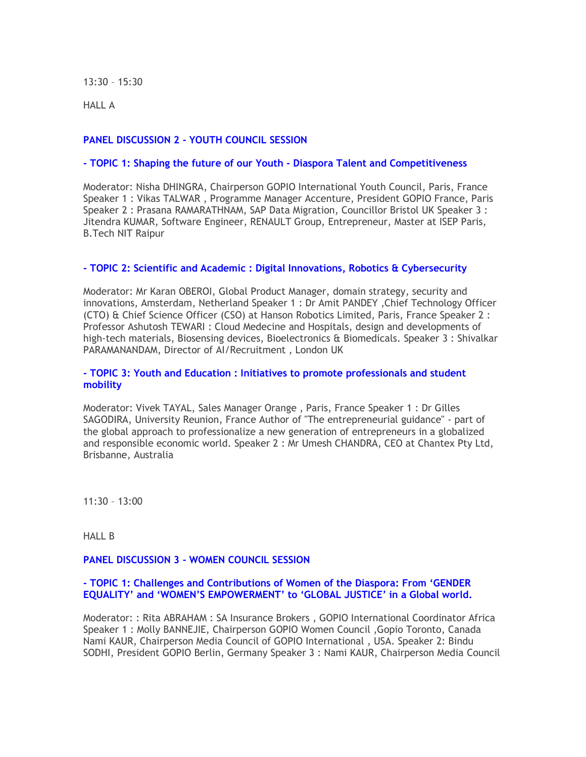13:30 – 15:30

HALL A

**PANEL DISCUSSION 2 - YOUTH COUNCIL SESSION**

**- TOPIC 1: Shaping the future of our Youth - Diaspora Talent and Competitiveness**

Moderator: Nisha DHINGRA, Chairperson GOPIO International Youth Council, Paris, France Speaker 1 : Vikas TALWAR , Programme Manager Accenture, President GOPIO France, Paris Speaker 2 : Prasana RAMARATHNAM, SAP Data Migration, Councillor Bristol UK Speaker 3 : Jitendra KUMAR, Software Engineer, RENAULT Group, Entrepreneur, Master at ISEP Paris, B.Tech NIT Raipur

**- TOPIC 2: Scientific and Academic : Digital Innovations, Robotics & Cybersecurity**

Moderator: Mr Karan OBEROI, Global Product Manager, domain strategy, security and innovations, Amsterdam, Netherland Speaker 1 : Dr Amit PANDEY ,Chief Technology Officer (CTO) & Chief Science Officer (CSO) at Hanson Robotics Limited, Paris, France Speaker 2 : Professor Ashutosh TEWARI : Cloud Medecine and Hospitals, design and developments of high-tech materials, Biosensing devices, Bioelectronics & Biomedicals. Speaker 3 : Shivalkar PARAMANANDAM, Director of AI/Recruitment , London UK

**- TOPIC 3: Youth and Education : Initiatives to promote professionals and student mobility**

Moderator: Vivek TAYAL, Sales Manager Orange , Paris, France Speaker 1 : Dr Gilles SAGODIRA, University Reunion, France Author of "The entrepreneurial guidance" - part of the global approach to professionalize a new generation of entrepreneurs in a globalized and responsible economic world. Speaker 2 : Mr Umesh CHANDRA, CEO at Chantex Pty Ltd, Brisbanne, Australia

11:30 – 13:00

HALL B

**PANEL DISCUSSION 3 - WOMEN COUNCIL SESSION**

**- TOPIC 1: Challenges and Contributions of Women of the Diaspora: From 'GENDER EQUALITY' and 'WOMEN'S EMPOWERMENT' to 'GLOBAL JUSTICE' in a Global world.**

Moderator: : Rita ABRAHAM : SA Insurance Brokers , GOPIO International Coordinator Africa Speaker 1 : Molly BANNEJIE, Chairperson GOPIO Women Council ,Gopio Toronto, Canada Nami KAUR, Chairperson Media Council of GOPIO International , USA. Speaker 2: Bindu SODHI, President GOPIO Berlin, Germany Speaker 3 : Nami KAUR, Chairperson Media Council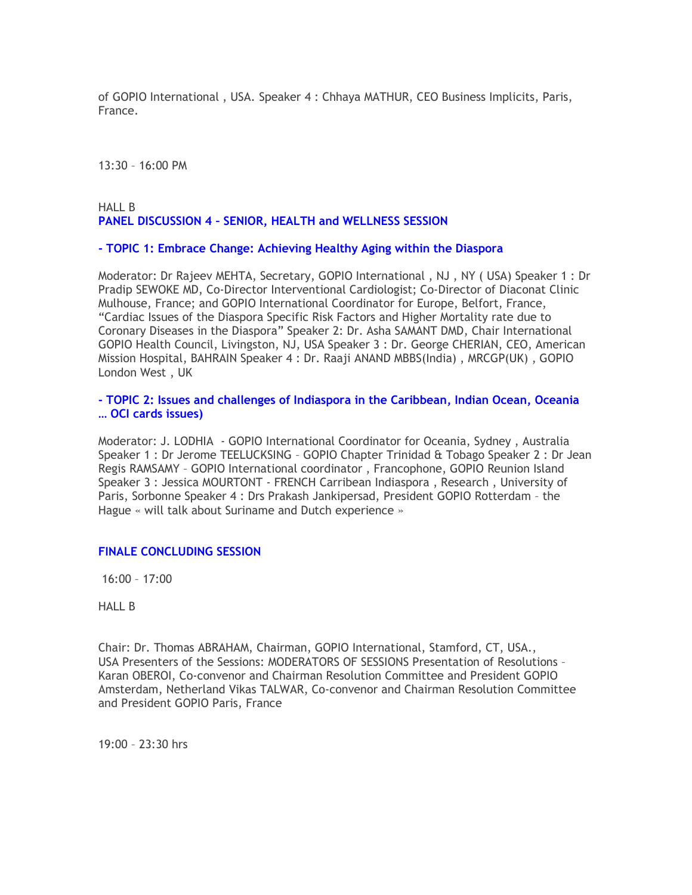of GOPIO International , USA. Speaker 4 : Chhaya MATHUR, CEO Business Implicits, Paris, France.

13:30 – 16:00 PM

HALL B

**PANEL DISCUSSION 4 – SENIOR, HEALTH and WELLNESS SESSION**

**- TOPIC 1: Embrace Change: Achieving Healthy Aging within the Diaspora**

Moderator: Dr Rajeev MEHTA, Secretary, GOPIO International , NJ , NY ( USA) Speaker 1 : Dr Pradip SEWOKE MD, Co-Director Interventional Cardiologist; Co-Director of Diaconat Clinic Mulhouse, France; and GOPIO International Coordinator for Europe, Belfort, France, "Cardiac Issues of the Diaspora Specific Risk Factors and Higher Mortality rate due to Coronary Diseases in the Diaspora" Speaker 2: Dr. Asha SAMANT DMD, Chair International GOPIO Health Council, Livingston, NJ, USA Speaker 3 : Dr. George CHERIAN, CEO, American Mission Hospital, BAHRAIN Speaker 4 : Dr. Raaji ANAND MBBS(India) , MRCGP(UK) , GOPIO London West , UK

**- TOPIC 2: Issues and challenges of Indiaspora in the Caribbean, Indian Ocean, Oceania … OCI cards issues)**

Moderator: J. LODHIA - GOPIO International Coordinator for Oceania, Sydney , Australia Speaker 1 : Dr Jerome TEELUCKSING – GOPIO Chapter Trinidad & Tobago Speaker 2 : Dr Jean Regis RAMSAMY – GOPIO International coordinator , Francophone, GOPIO Reunion Island Speaker 3 : Jessica MOURTONT - FRENCH Carribean Indiaspora , Research , University of Paris, Sorbonne Speaker 4 : Drs Prakash Jankipersad, President GOPIO Rotterdam – the Hague « will talk about Suriname and Dutch experience »

**FINALE CONCLUDING SESSION**

16:00 – 17:00

HALL B

Chair: Dr. Thomas ABRAHAM, Chairman, GOPIO International, Stamford, CT, USA., USA Presenters of the Sessions: MODERATORS OF SESSIONS Presentation of Resolutions – Karan OBEROI, Co-convenor and Chairman Resolution Committee and President GOPIO Amsterdam, Netherland Vikas TALWAR, Co-convenor and Chairman Resolution Committee and President GOPIO Paris, France

19:00 – 23:30 hrs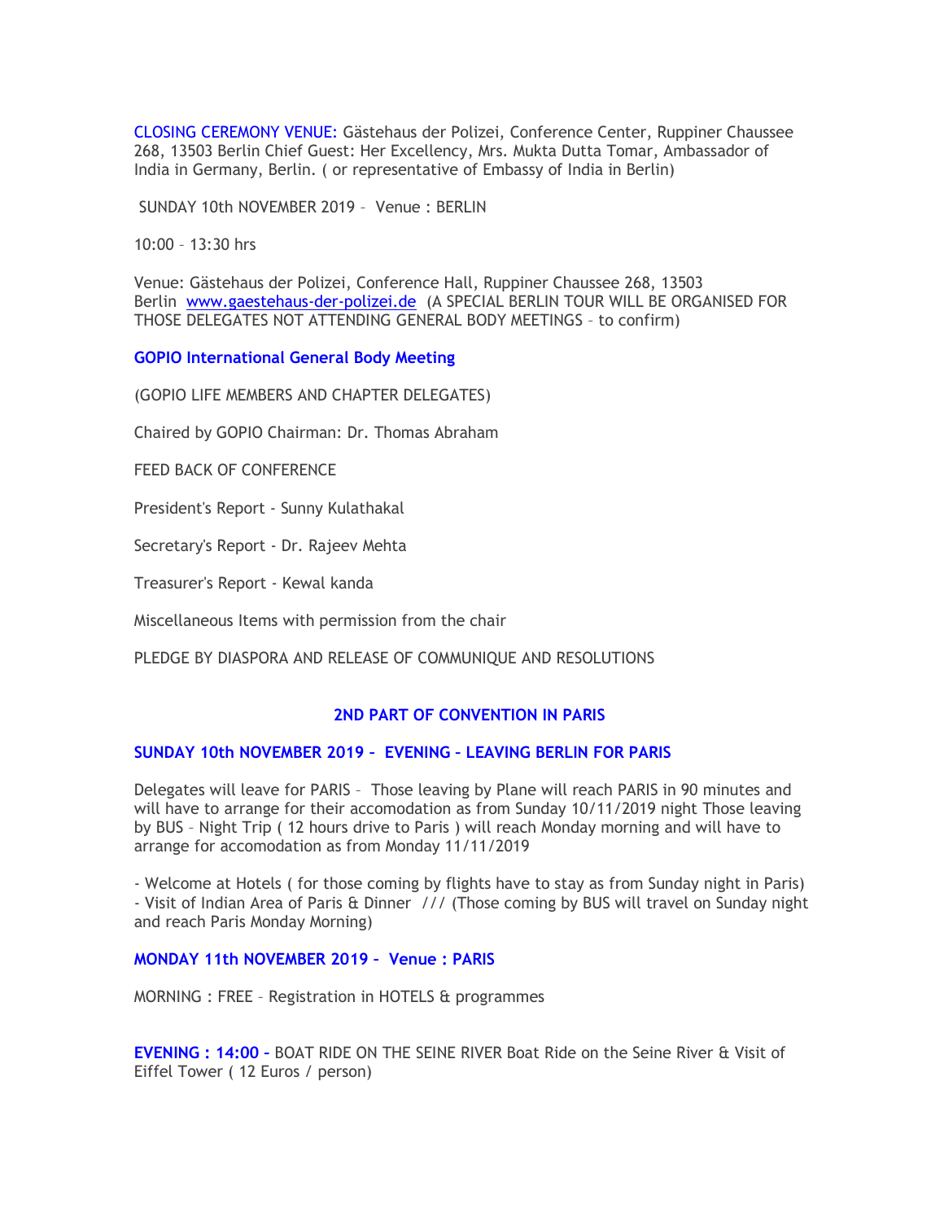CLOSING CEREMONY VENUE: Gästehaus der Polizei, Conference Center, Ruppiner Chaussee 268, 13503 Berlin Chief Guest: Her Excellency, Mrs. Mukta Dutta Tomar, Ambassador of India in Germany, Berlin. ( or representative of Embassy of India in Berlin)

SUNDAY 10th NOVEMBER 2019 – Venue : BERLIN

10:00 – 13:30 hrs

Venue: Gästehaus der Polizei, Conference Hall, Ruppiner Chaussee 268, 13503 Berlin [www.gaestehaus-der-polizei.de](http://www.gaestehaus-der-polizei.de) (A SPECIAL BERLIN TOUR WILL BE ORGANISED FOR THOSE DELEGATES NOT ATTENDING GENERAL BODY MEETINGS – to confirm)

**GOPIO International General Body Meeting**

(GOPIO LIFE MEMBERS AND CHAPTER DELEGATES)

Chaired by GOPIO Chairman: Dr. Thomas Abraham

FEED BACK OF CONFERENCE

President's Report - Sunny Kulathakal

Secretary's Report - Dr. Rajeev Mehta

Treasurer's Report - Kewal kanda

Miscellaneous Items with permission from the chair

PLEDGE BY DIASPORA AND RELEASE OF COMMUNIQUE AND RESOLUTIONS

## 2ND PART OF CONVENTION IN PARIS

### SUNDAY 10th NOVEMBER 2019 – EVENING – LEAVING BERLIN FOR PARIS

Delegates will leave for PARIS – Those leaving by Plane will reach PARIS in 90 minutes and will have to arrange for their accomodation as from Sunday 10/11/2019 night Those leaving by BUS – Night Trip ( 12 hours drive to Paris ) will reach Monday morning and will have to arrange for accomodation as from Monday 11/11/2019

- Welcome at Hotels ( for those coming by flights have to stay as from Sunday night in Paris)
- Visit of Indian Area of Paris & Dinner /// (Those coming by BUS will travel on Sunday night and reach Paris Monday Morning)

### MONDAY 11th NOVEMBER 2019 – Venue : PARIS

MORNING : FREE – Registration in HOTELS & programmes

**EVENING : 14:00 –** BOAT RIDE ON THE SEINE RIVER Boat Ride on the Seine River & Visit of Eiffel Tower ( 12 Euros / person)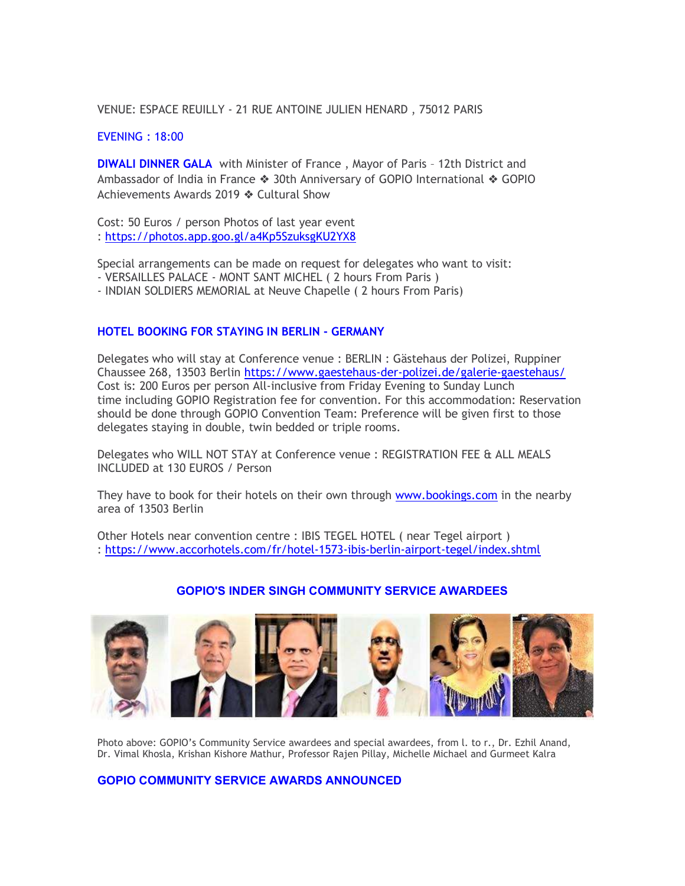VENUE: ESPACE REUILLY - 21 RUE ANTOINE JULIEN HENARD , 75012 PARIS

EVENING : 18:00

**DIWALI DINNER GALA** with Minister of France , Mayor of Paris – 12th District and Ambassador of India in France ❖ 30th Anniversary of GOPIO International ❖ GOPIO Achievements Awards 2019 ❖ Cultural Show

Cost: 50 Euros / person Photos of last year event : https://photos.app.goo.gl/a4Kp5SzuksgKU2YX8

Special arrangements can be made on request for delegates who want to visit:
- VERSAILLES PALACE - MONT SANT MICHEL ( 2 hours From Paris )
- INDIAN SOLDIERS MEMORIAL at Neuve Chapelle ( 2 hours From Paris)

## HOTEL BOOKING FOR STAYING IN BERLIN - GERMANY

Delegates who will stay at Conference venue : BERLIN : Gästehaus der Polizei, Ruppiner Chaussee 268, 13503 Berlin https://www.gaestehaus-der-polizei.de/galerie-gaestehaus/ Cost is: 200 Euros per person All-inclusive from Friday Evening to Sunday Lunch time including GOPIO Registration fee for convention. For this accommodation: Reservation should be done through GOPIO Convention Team: Preference will be given first to those delegates staying in double, twin bedded or triple rooms.

Delegates who WILL NOT STAY at Conference venue : REGISTRATION FEE & ALL MEALS INCLUDED at 130 EUROS / Person

They have to book for their hotels on their own through www.bookings.com in the nearby area of 13503 Berlin

Other Hotels near convention centre : IBIS TEGEL HOTEL ( near Tegel airport ) : https://www.accorhotels.com/fr/hotel-1573-ibis-berlin-airport-tegel/index.shtml

## GOPIO'S INDER SINGH COMMUNITY SERVICE AWARDEES

Photo above: GOPIO's Community Service awardees and special awardees, from l. to r., Dr. Ezhil Anand, Dr. Vimal Khosla, Krishan Kishore Mathur, Professor Rajen Pillay, Michelle Michael and Gurmeet Kalra

## GOPIO COMMUNITY SERVICE AWARDS ANNOUNCED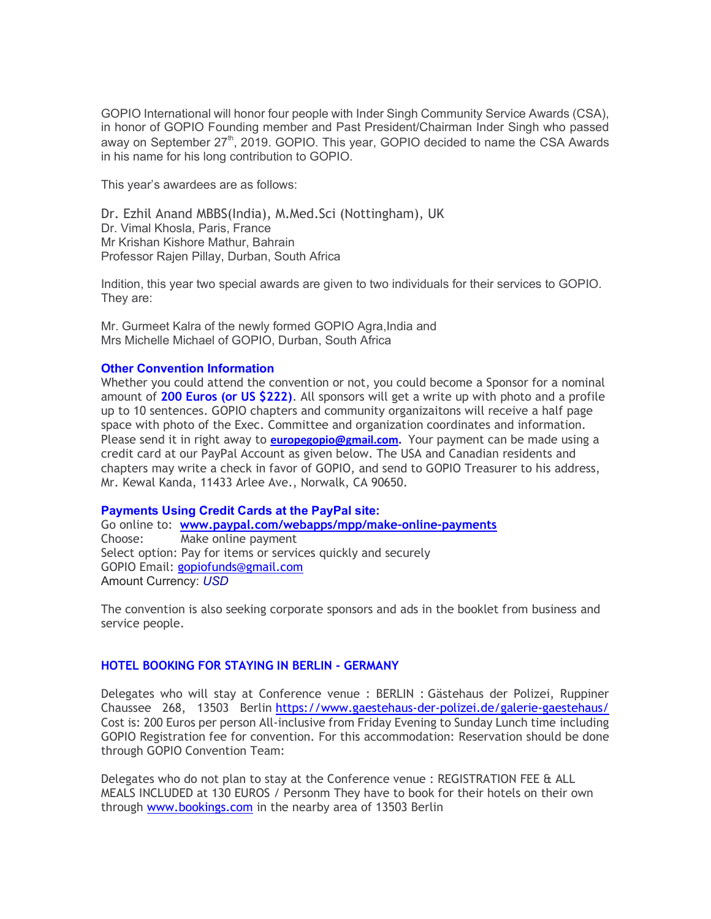GOPIO International will honor four people with Inder Singh Community Service Awards (CSA), in honor of GOPIO Founding member and Past President/Chairman Inder Singh who passed away on September 27th, 2019. GOPIO. This year, GOPIO decided to name the CSA Awards in his name for his long contribution to GOPIO.

This year's awardees are as follows:

Dr. Ezhil Anand MBBS(India), M.Med.Sci (Nottingham), UK
Dr. Vimal Khosla, Paris, France
Mr Krishan Kishore Mathur, Bahrain
Professor Rajen Pillay, Durban, South Africa

Indition, this year two special awards are given to two individuals for their services to GOPIO. They are:

Mr. Gurmeet Kalra of the newly formed GOPIO Agra,India and
Mrs Michelle Michael of GOPIO, Durban, South Africa

### Other Convention Information

Whether you could attend the convention or not, you could become a Sponsor for a nominal amount of **200 Euros (or US $222)**. All sponsors will get a write up with photo and a profile up to 10 sentences. GOPIO chapters and community organizaitons will receive a half page space with photo of the Exec. Committee and organization coordinates and information. Please send it in right away to **europegopio@gmail.com**. Your payment can be made using a credit card at our PayPal Account as given below. The USA and Canadian residents and chapters may write a check in favor of GOPIO, and send to GOPIO Treasurer to his address, Mr. Kewal Kanda, 11433 Arlee Ave., Norwalk, CA 90650.

### Payments Using Credit Cards at the PayPal site:

Go online to: **www.paypal.com/webapps/mpp/make-online-payments**
Choose: Make online payment
Select option: Pay for items or services quickly and securely
GOPIO Email: gopiofunds@gmail.com
Amount Currency: *USD*

The convention is also seeking corporate sponsors and ads in the booklet from business and service people.

### HOTEL BOOKING FOR STAYING IN BERLIN - GERMANY

Delegates who will stay at Conference venue : BERLIN : Gästehaus der Polizei, Ruppiner Chaussee 268, 13503 Berlin https://www.gaestehaus-der-polizei.de/galerie-gaestehaus/ Cost is: 200 Euros per person All-inclusive from Friday Evening to Sunday Lunch time including GOPIO Registration fee for convention. For this accommodation: Reservation should be done through GOPIO Convention Team:

Delegates who do not plan to stay at the Conference venue : REGISTRATION FEE & ALL MEALS INCLUDED at 130 EUROS / Personm They have to book for their hotels on their own through www.bookings.com in the nearby area of 13503 Berlin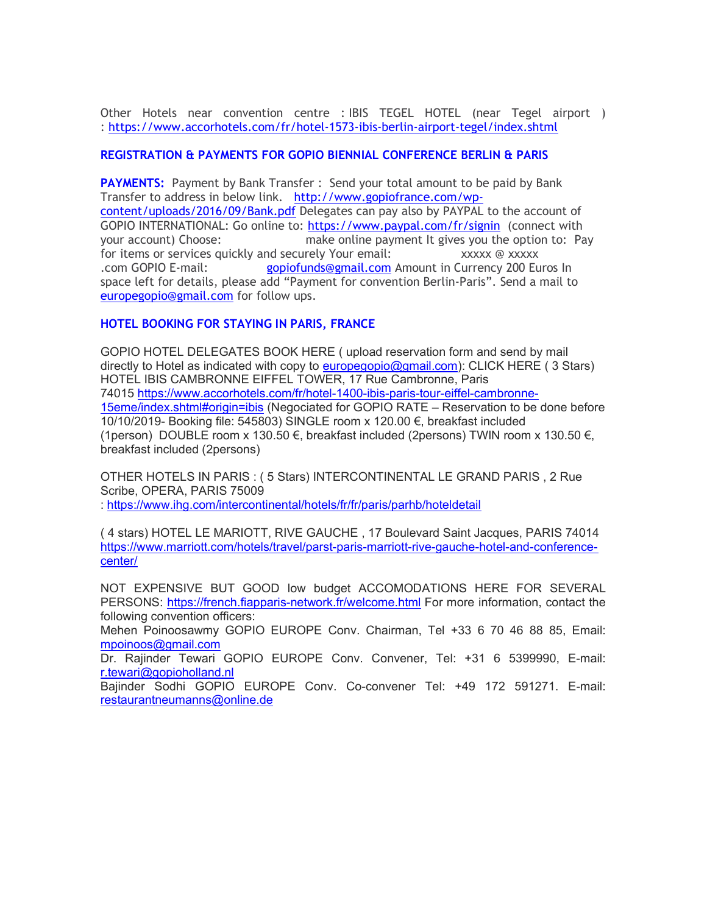Other Hotels near convention centre : IBIS TEGEL HOTEL (near Tegel airport ) : https://www.accorhotels.com/fr/hotel-1573-ibis-berlin-airport-tegel/index.shtml

## REGISTRATION & PAYMENTS FOR GOPIO BIENNIAL CONFERENCE BERLIN & PARIS

**PAYMENTS:** Payment by Bank Transfer : Send your total amount to be paid by Bank Transfer to address in below link. http://www.gopiofrance.com/wp-content/uploads/2016/09/Bank.pdf Delegates can pay also by PAYPAL to the account of GOPIO INTERNATIONAL: Go online to: https://www.paypal.com/fr/signin (connect with your account) Choose: make online payment It gives you the option to: Pay for items or services quickly and securely Your email: xxxxx @ xxxxx .com GOPIO E-mail: gopiofunds@gmail.com Amount in Currency 200 Euros In space left for details, please add "Payment for convention Berlin-Paris". Send a mail to europegopio@gmail.com for follow ups.

## HOTEL BOOKING FOR STAYING IN PARIS, FRANCE

GOPIO HOTEL DELEGATES BOOK HERE ( upload reservation form and send by mail directly to Hotel as indicated with copy to europegopio@gmail.com): CLICK HERE ( 3 Stars) HOTEL IBIS CAMBRONNE EIFFEL TOWER, 17 Rue Cambronne, Paris 74015 https://www.accorhotels.com/fr/hotel-1400-ibis-paris-tour-eiffel-cambronne-15eme/index.shtml#origin=ibis (Negociated for GOPIO RATE – Reservation to be done before 10/10/2019- Booking file: 545803) SINGLE room x 120.00 €, breakfast included (1person) DOUBLE room x 130.50 €, breakfast included (2persons) TWIN room x 130.50 €, breakfast included (2persons)

OTHER HOTELS IN PARIS : ( 5 Stars) INTERCONTINENTAL LE GRAND PARIS , 2 Rue Scribe, OPERA, PARIS 75009 : https://www.ihg.com/intercontinental/hotels/fr/fr/paris/parhb/hoteldetail

( 4 stars) HOTEL LE MARIOTT, RIVE GAUCHE , 17 Boulevard Saint Jacques, PARIS 74014 https://www.marriott.com/hotels/travel/parst-paris-marriott-rive-gauche-hotel-and-conference-center/

NOT EXPENSIVE BUT GOOD low budget ACCOMODATIONS HERE FOR SEVERAL PERSONS: https://french.fiapparis-network.fr/welcome.html For more information, contact the following convention officers:

Mehen Poinoosawmy GOPIO EUROPE Conv. Chairman, Tel +33 6 70 46 88 85, Email: mpoinoos@gmail.com

Dr. Rajinder Tewari GOPIO EUROPE Conv. Convener, Tel: +31 6 5399990, E-mail: r.tewari@gopioholland.nl

Bajinder Sodhi GOPIO EUROPE Conv. Co-convener Tel: +49 172 591271. E-mail: restaurantneumanns@online.de